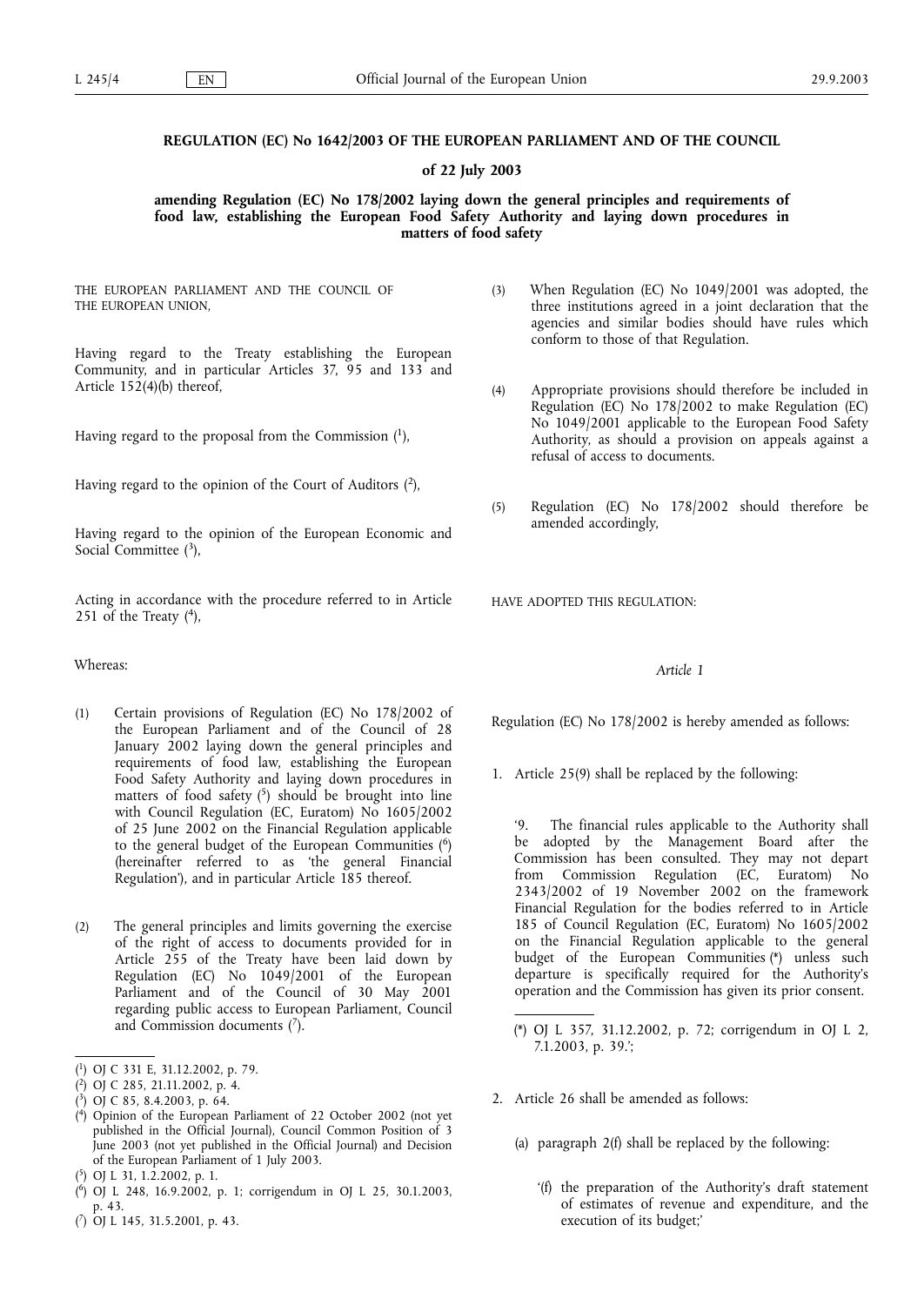**REGULATION (EC) No 1642/2003 OF THE EUROPEAN PARLIAMENT AND OF THE COUNCIL**

**of 22 July 2003**

**amending Regulation (EC) No 178/2002 laying down the general principles and requirements of food law, establishing the European Food Safety Authority and laying down procedures in matters of food safety**

THE EUROPEAN PARLIAMENT AND THE COUNCIL OF THE EUROPEAN UNION,

Having regard to the Treaty establishing the European Community, and in particular Articles 37, 95 and 133 and Article 152(4)(b) thereof,

Having regard to the proposal from the Commission ([1]),

Having regard to the opinion of the Court of Auditors ([2]),

Having regard to the opinion of the European Economic and Social Committee ([3]),

Acting in accordance with the procedure referred to in Article 251 of the Treaty ([4]),

Whereas:

(1) Certain provisions of Regulation (EC) No 178/2002 of the European Parliament and of the Council of 28 January 2002 laying down the general principles and requirements of food law, establishing the European Food Safety Authority and laying down procedures in matters of food safety ([5]) should be brought into line with Council Regulation (EC, Euratom) No 1605/2002 of 25 June 2002 on the Financial Regulation applicable to the general budget of the European Communities ([6]) (hereinafter referred to as 'the general Financial Regulation'), and in particular Article 185 thereof.

(2) The general principles and limits governing the exercise of the right of access to documents provided for in Article 255 of the Treaty have been laid down by Regulation (EC) No 1049/2001 of the European Parliament and of the Council of 30 May 2001 regarding public access to European Parliament, Council and Commission documents ([7]).

(3) When Regulation (EC) No 1049/2001 was adopted, the three institutions agreed in a joint declaration that the agencies and similar bodies should have rules which conform to those of that Regulation.

(4) Appropriate provisions should therefore be included in Regulation (EC) No 178/2002 to make Regulation (EC) No 1049/2001 applicable to the European Food Safety Authority, as should a provision on appeals against a refusal of access to documents.

(5) Regulation (EC) No 178/2002 should therefore be amended accordingly,

HAVE ADOPTED THIS REGULATION:

*Article 1*

Regulation (EC) No 178/2002 is hereby amended as follows:

1. Article 25(9) shall be replaced by the following:

   '9. The financial rules applicable to the Authority shall be adopted by the Management Board after the Commission has been consulted. They may not depart from Commission Regulation (EC, Euratom) No 2343/2002 of 19 November 2002 on the framework Financial Regulation for the bodies referred to in Article 185 of Council Regulation (EC, Euratom) No 1605/2002 on the Financial Regulation applicable to the general budget of the European Communities (*) unless such departure is specifically required for the Authority's operation and the Commission has given its prior consent.

   (*) OJ L 357, 31.12.2002, p. 72; corrigendum in OJ L 2, 7.1.2003, p. 39.';

2. Article 26 shall be amended as follows:

   (a) paragraph 2(f) shall be replaced by the following:

   '(f) the preparation of the Authority's draft statement of estimates of revenue and expenditure, and the execution of its budget;'

---

([1]) OJ C 331 E, 31.12.2002, p. 79.

([2]) OJ C 285, 21.11.2002, p. 4.

([3]) OJ C 85, 8.4.2003, p. 64.

([4]) Opinion of the European Parliament of 22 October 2002 (not yet published in the Official Journal), Council Common Position of 3 June 2003 (not yet published in the Official Journal) and Decision of the European Parliament of 1 July 2003.

([5]) OJ L 31, 1.2.2002, p. 1.

([6]) OJ L 248, 16.9.2002, p. 1; corrigendum in OJ L 25, 30.1.2003, p. 43.

([7]) OJ L 145, 31.5.2001, p. 43.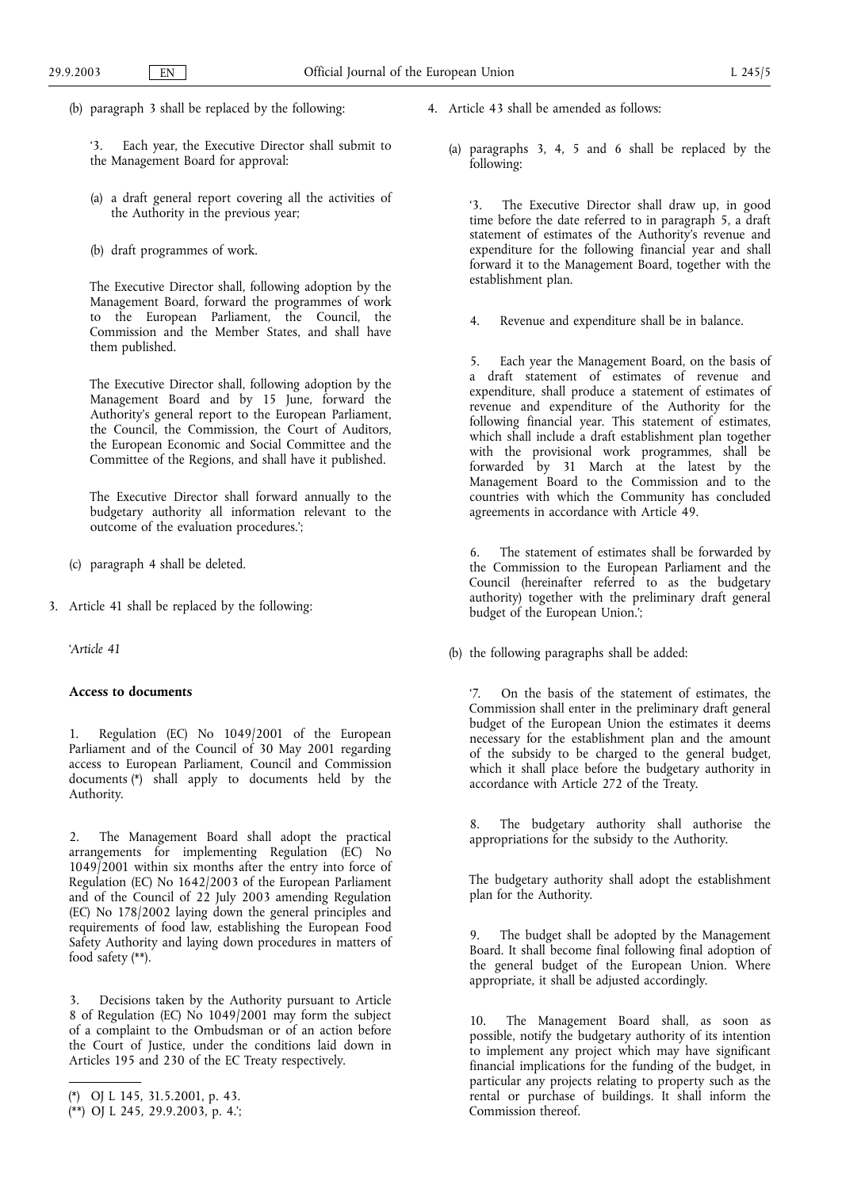(b) paragraph 3 shall be replaced by the following:

'3. Each year, the Executive Director shall submit to the Management Board for approval:

(a) a draft general report covering all the activities of the Authority in the previous year;

(b) draft programmes of work.

The Executive Director shall, following adoption by the Management Board, forward the programmes of work to the European Parliament, the Council, the Commission and the Member States, and shall have them published.

The Executive Director shall, following adoption by the Management Board and by 15 June, forward the Authority's general report to the European Parliament, the Council, the Commission, the Court of Auditors, the European Economic and Social Committee and the Committee of the Regions, and shall have it published.

The Executive Director shall forward annually to the budgetary authority all information relevant to the outcome of the evaluation procedures.';

(c) paragraph 4 shall be deleted.

3. Article 41 shall be replaced by the following:

'*Article 41*

**Access to documents**

1. Regulation (EC) No 1049/2001 of the European Parliament and of the Council of 30 May 2001 regarding access to European Parliament, Council and Commission documents (*) shall apply to documents held by the Authority.

2. The Management Board shall adopt the practical arrangements for implementing Regulation (EC) No 1049/2001 within six months after the entry into force of Regulation (EC) No 1642/2003 of the European Parliament and of the Council of 22 July 2003 amending Regulation (EC) No 178/2002 laying down the general principles and requirements of food law, establishing the European Food Safety Authority and laying down procedures in matters of food safety (**).

3. Decisions taken by the Authority pursuant to Article 8 of Regulation (EC) No 1049/2001 may form the subject of a complaint to the Ombudsman or of an action before the Court of Justice, under the conditions laid down in Articles 195 and 230 of the EC Treaty respectively.

(*) OJ L 145, 31.5.2001, p. 43.
(**) OJ L 245, 29.9.2003, p. 4.';

4. Article 43 shall be amended as follows:

(a) paragraphs 3, 4, 5 and 6 shall be replaced by the following:

'3. The Executive Director shall draw up, in good time before the date referred to in paragraph 5, a draft statement of estimates of the Authority's revenue and expenditure for the following financial year and shall forward it to the Management Board, together with the establishment plan.

4. Revenue and expenditure shall be in balance.

5. Each year the Management Board, on the basis of a draft statement of estimates of revenue and expenditure, shall produce a statement of estimates of revenue and expenditure of the Authority for the following financial year. This statement of estimates, which shall include a draft establishment plan together with the provisional work programmes, shall be forwarded by 31 March at the latest by the Management Board to the Commission and to the countries with which the Community has concluded agreements in accordance with Article 49.

6. The statement of estimates shall be forwarded by the Commission to the European Parliament and the Council (hereinafter referred to as the budgetary authority) together with the preliminary draft general budget of the European Union.';

(b) the following paragraphs shall be added:

'7. On the basis of the statement of estimates, the Commission shall enter in the preliminary draft general budget of the European Union the estimates it deems necessary for the establishment plan and the amount of the subsidy to be charged to the general budget, which it shall place before the budgetary authority in accordance with Article 272 of the Treaty.

8. The budgetary authority shall authorise the appropriations for the subsidy to the Authority.

The budgetary authority shall adopt the establishment plan for the Authority.

9. The budget shall be adopted by the Management Board. It shall become final following final adoption of the general budget of the European Union. Where appropriate, it shall be adjusted accordingly.

10. The Management Board shall, as soon as possible, notify the budgetary authority of its intention to implement any project which may have significant financial implications for the funding of the budget, in particular any projects relating to property such as the rental or purchase of buildings. It shall inform the Commission thereof.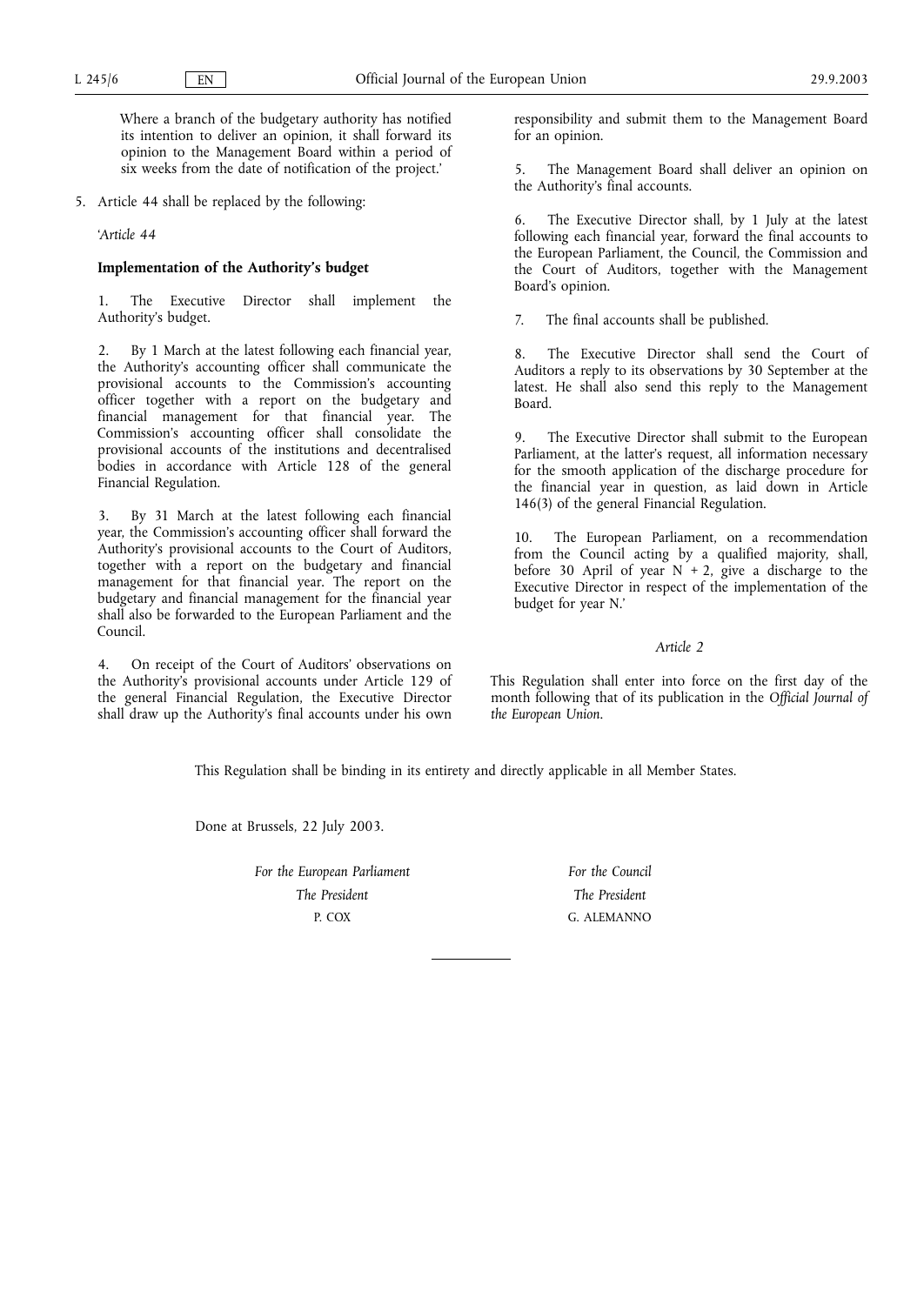Where a branch of the budgetary authority has notified its intention to deliver an opinion, it shall forward its opinion to the Management Board within a period of six weeks from the date of notification of the project.'

5. Article 44 shall be replaced by the following:

'*Article 44*

**Implementation of the Authority's budget**

1. The Executive Director shall implement the Authority's budget.

2. By 1 March at the latest following each financial year, the Authority's accounting officer shall communicate the provisional accounts to the Commission's accounting officer together with a report on the budgetary and financial management for that financial year. The Commission's accounting officer shall consolidate the provisional accounts of the institutions and decentralised bodies in accordance with Article 128 of the general Financial Regulation.

3. By 31 March at the latest following each financial year, the Commission's accounting officer shall forward the Authority's provisional accounts to the Court of Auditors, together with a report on the budgetary and financial management for that financial year. The report on the budgetary and financial management for the financial year shall also be forwarded to the European Parliament and the Council.

4. On receipt of the Court of Auditors' observations on the Authority's provisional accounts under Article 129 of the general Financial Regulation, the Executive Director shall draw up the Authority's final accounts under his own responsibility and submit them to the Management Board for an opinion.

5. The Management Board shall deliver an opinion on the Authority's final accounts.

6. The Executive Director shall, by 1 July at the latest following each financial year, forward the final accounts to the European Parliament, the Council, the Commission and the Court of Auditors, together with the Management Board's opinion.

7. The final accounts shall be published.

8. The Executive Director shall send the Court of Auditors a reply to its observations by 30 September at the latest. He shall also send this reply to the Management Board.

9. The Executive Director shall submit to the European Parliament, at the latter's request, all information necessary for the smooth application of the discharge procedure for the financial year in question, as laid down in Article 146(3) of the general Financial Regulation.

10. The European Parliament, on a recommendation from the Council acting by a qualified majority, shall, before 30 April of year N + 2, give a discharge to the Executive Director in respect of the implementation of the budget for year N.'

*Article 2*

This Regulation shall enter into force on the first day of the month following that of its publication in the *Official Journal of the European Union*.

This Regulation shall be binding in its entirety and directly applicable in all Member States.

Done at Brussels, 22 July 2003.

*For the European Parliament*
*The President*
P. COX

*For the Council*
*The President*
G. ALEMANNO